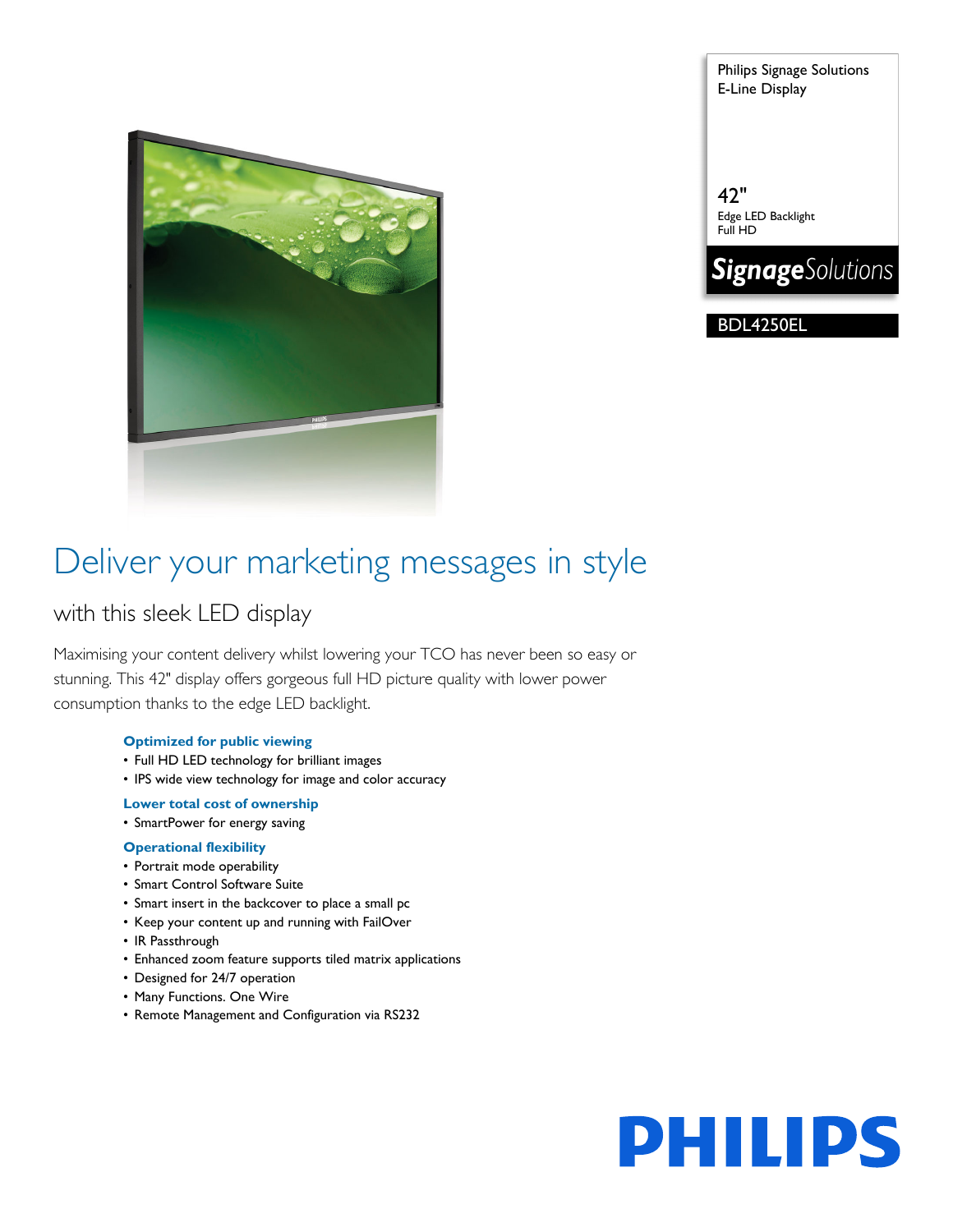Philips Signage Solutions
E-Line Display

42"
Edge LED Backlight
Full HD

*Signage*Solutions

BDL4250EL

# Deliver your marketing messages in style

## with this sleek LED display

Maximising your content delivery whilst lowering your TCO has never been so easy or stunning. This 42" display offers gorgeous full HD picture quality with lower power consumption thanks to the edge LED backlight.

**Optimized for public viewing**

- Full HD LED technology for brilliant images
- IPS wide view technology for image and color accuracy

**Lower total cost of ownership**

- SmartPower for energy saving

**Operational flexibility**

- Portrait mode operability
- Smart Control Software Suite
- Smart insert in the backcover to place a small pc
- Keep your content up and running with FailOver
- IR Passthrough
- Enhanced zoom feature supports tiled matrix applications
- Designed for 24/7 operation
- Many Functions. One Wire
- Remote Management and Configuration via RS232

PHILIPS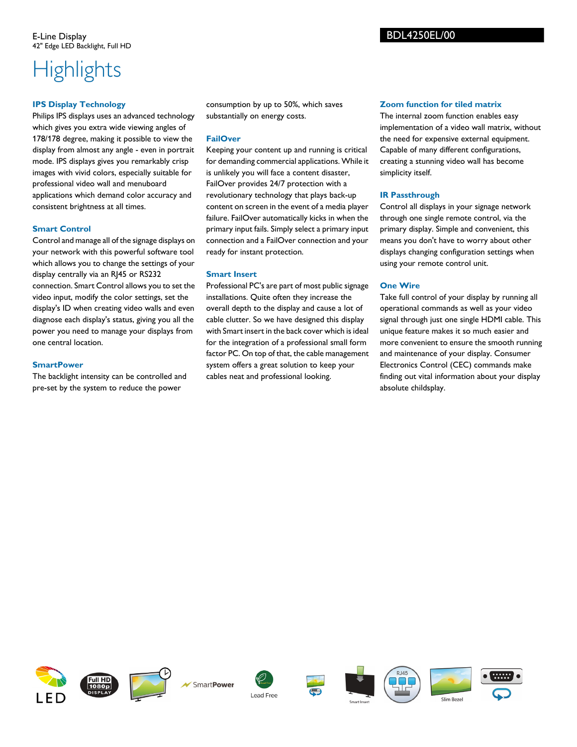E-Line Display
42" Edge LED Backlight, Full HD

BDL4250EL/00

# Highlights

### IPS Display Technology

Philips IPS displays uses an advanced technology which gives you extra wide viewing angles of 178/178 degree, making it possible to view the display from almost any angle - even in portrait mode. IPS displays gives you remarkably crisp images with vivid colors, especially suitable for professional video wall and menuboard applications which demand color accuracy and consistent brightness at all times.

### Smart Control

Control and manage all of the signage displays on your network with this powerful software tool which allows you to change the settings of your display centrally via an RJ45 or RS232 connection. Smart Control allows you to set the video input, modify the color settings, set the display's ID when creating video walls and even diagnose each display's status, giving you all the power you need to manage your displays from one central location.

### SmartPower

The backlight intensity can be controlled and pre-set by the system to reduce the power consumption by up to 50%, which saves substantially on energy costs.

### FailOver

Keeping your content up and running is critical for demanding commercial applications. While it is unlikely you will face a content disaster, FailOver provides 24/7 protection with a revolutionary technology that plays back-up content on screen in the event of a media player failure. FailOver automatically kicks in when the primary input fails. Simply select a primary input connection and a FailOver connection and your ready for instant protection.

### Smart Insert

Professional PC's are part of most public signage installations. Quite often they increase the overall depth to the display and cause a lot of cable clutter. So we have designed this display with Smart insert in the back cover which is ideal for the integration of a professional small form factor PC. On top of that, the cable management system offers a great solution to keep your cables neat and professional looking.

### Zoom function for tiled matrix

The internal zoom function enables easy implementation of a video wall matrix, without the need for expensive external equipment. Capable of many different configurations, creating a stunning video wall has become simplicity itself.

### IR Passthrough

Control all displays in your signage network through one single remote control, via the primary display. Simple and convenient, this means you don't have to worry about other displays changing configuration settings when using your remote control unit.

### One Wire

Take full control of your display by running all operational commands as well as your video signal through just one single HDMI cable. This unique feature makes it so much easier and more convenient to ensure the smooth running and maintenance of your display. Consumer Electronics Control (CEC) commands make finding out vital information about your display absolute childsplay.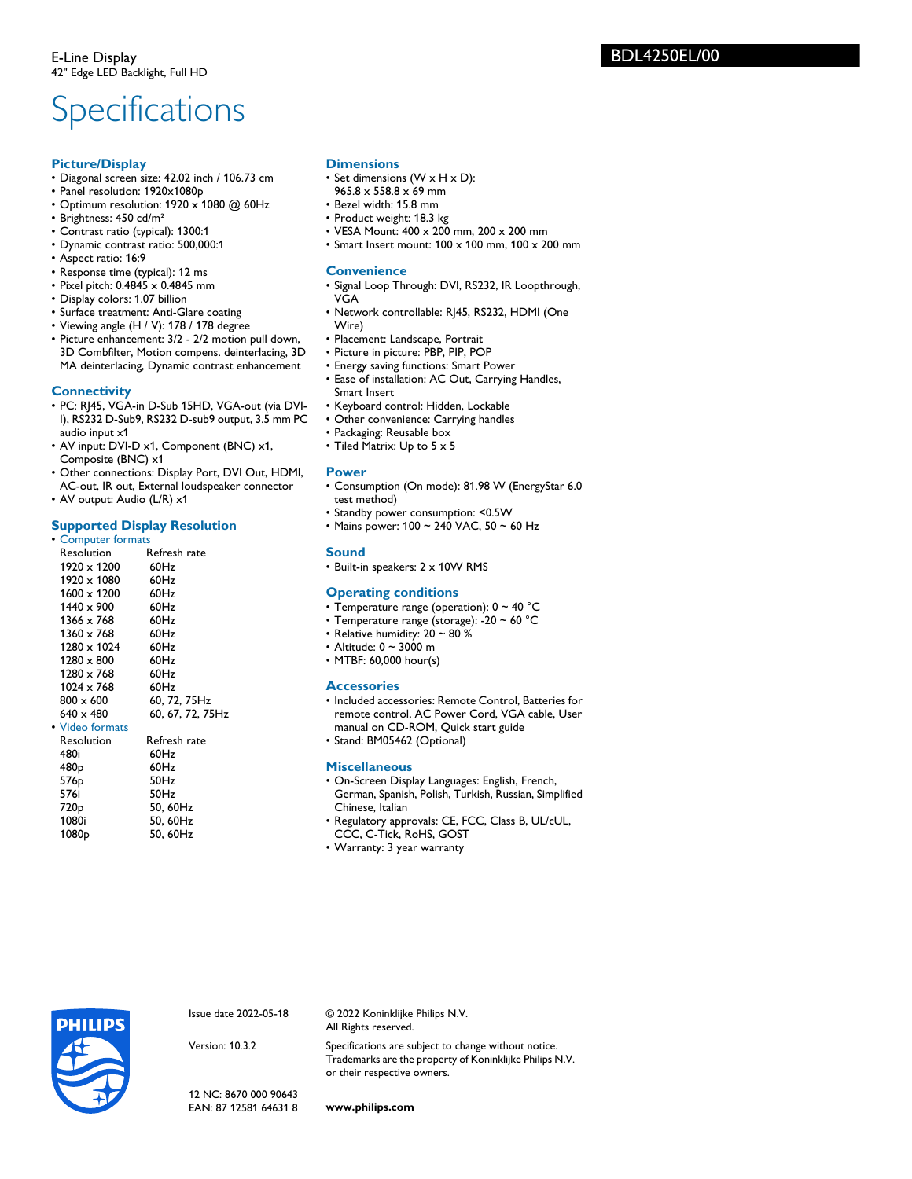E-Line Display
42" Edge LED Backlight, Full HD

BDL4250EL/00

# Specifications

## Picture/Display

- Diagonal screen size: 42.02 inch / 106.73 cm
- Panel resolution: 1920x1080p
- Optimum resolution: 1920 x 1080 @ 60Hz
- Brightness: 450 cd/m²
- Contrast ratio (typical): 1300:1
- Dynamic contrast ratio: 500,000:1
- Aspect ratio: 16:9
- Response time (typical): 12 ms
- Pixel pitch: 0.4845 x 0.4845 mm
- Display colors: 1.07 billion
- Surface treatment: Anti-Glare coating
- Viewing angle (H / V): 178 / 178 degree
- Picture enhancement: 3/2 - 2/2 motion pull down, 3D Combfilter, Motion compens. deinterlacing, 3D MA deinterlacing, Dynamic contrast enhancement

## Connectivity

- PC: RJ45, VGA-in D-Sub 15HD, VGA-out (via DVI-I), RS232 D-Sub9, RS232 D-sub9 output, 3.5 mm PC audio input x1
- AV input: DVI-D x1, Component (BNC) x1, Composite (BNC) x1
- Other connections: Display Port, DVI Out, HDMI, AC-out, IR out, External loudspeaker connector
- AV output: Audio (L/R) x1

## Supported Display Resolution

- Computer formats

| Resolution | Refresh rate |
|---|---|
| 1920 x 1200 | 60Hz |
| 1920 x 1080 | 60Hz |
| 1600 x 1200 | 60Hz |
| 1440 x 900 | 60Hz |
| 1366 x 768 | 60Hz |
| 1360 x 768 | 60Hz |
| 1280 x 1024 | 60Hz |
| 1280 x 800 | 60Hz |
| 1280 x 768 | 60Hz |
| 1024 x 768 | 60Hz |
| 800 x 600 | 60, 72, 75Hz |
| 640 x 480 | 60, 67, 72, 75Hz |

- Video formats

| Resolution | Refresh rate |
|---|---|
| 480i | 60Hz |
| 480p | 60Hz |
| 576p | 50Hz |
| 576i | 50Hz |
| 720p | 50, 60Hz |
| 1080i | 50, 60Hz |
| 1080p | 50, 60Hz |

## Dimensions

- Set dimensions (W x H x D): 965.8 x 558.8 x 69 mm
- Bezel width: 15.8 mm
- Product weight: 18.3 kg
- VESA Mount: 400 x 200 mm, 200 x 200 mm
- Smart Insert mount: 100 x 100 mm, 100 x 200 mm

## Convenience

- Signal Loop Through: DVI, RS232, IR Loopthrough, VGA
- Network controllable: RJ45, RS232, HDMI (One Wire)
- Placement: Landscape, Portrait
- Picture in picture: PBP, PIP, POP
- Energy saving functions: Smart Power
- Ease of installation: AC Out, Carrying Handles, Smart Insert
- Keyboard control: Hidden, Lockable
- Other convenience: Carrying handles
- Packaging: Reusable box
- Tiled Matrix: Up to 5 x 5

## Power

- Consumption (On mode): 81.98 W (EnergyStar 6.0 test method)
- Standby power consumption: <0.5W
- Mains power: 100 ~ 240 VAC, 50 ~ 60 Hz

## Sound

- Built-in speakers: 2 x 10W RMS

## Operating conditions

- Temperature range (operation): 0 ~ 40 °C
- Temperature range (storage): -20 ~ 60 °C
- Relative humidity: 20 ~ 80 %
- Altitude: 0 ~ 3000 m
- MTBF: 60,000 hour(s)

## Accessories

- Included accessories: Remote Control, Batteries for remote control, AC Power Cord, VGA cable, User manual on CD-ROM, Quick start guide
- Stand: BM05462 (Optional)

## Miscellaneous

- On-Screen Display Languages: English, French, German, Spanish, Polish, Turkish, Russian, Simplified Chinese, Italian
- Regulatory approvals: CE, FCC, Class B, UL/cUL, CCC, C-Tick, RoHS, GOST
- Warranty: 3 year warranty

Issue date 2022-05-18

Version: 10.3.2

12 NC: 8670 000 90643
EAN: 87 12581 64631 8

© 2022 Koninklijke Philips N.V.
All Rights reserved.

Specifications are subject to change without notice. Trademarks are the property of Koninklijke Philips N.V. or their respective owners.

**www.philips.com**